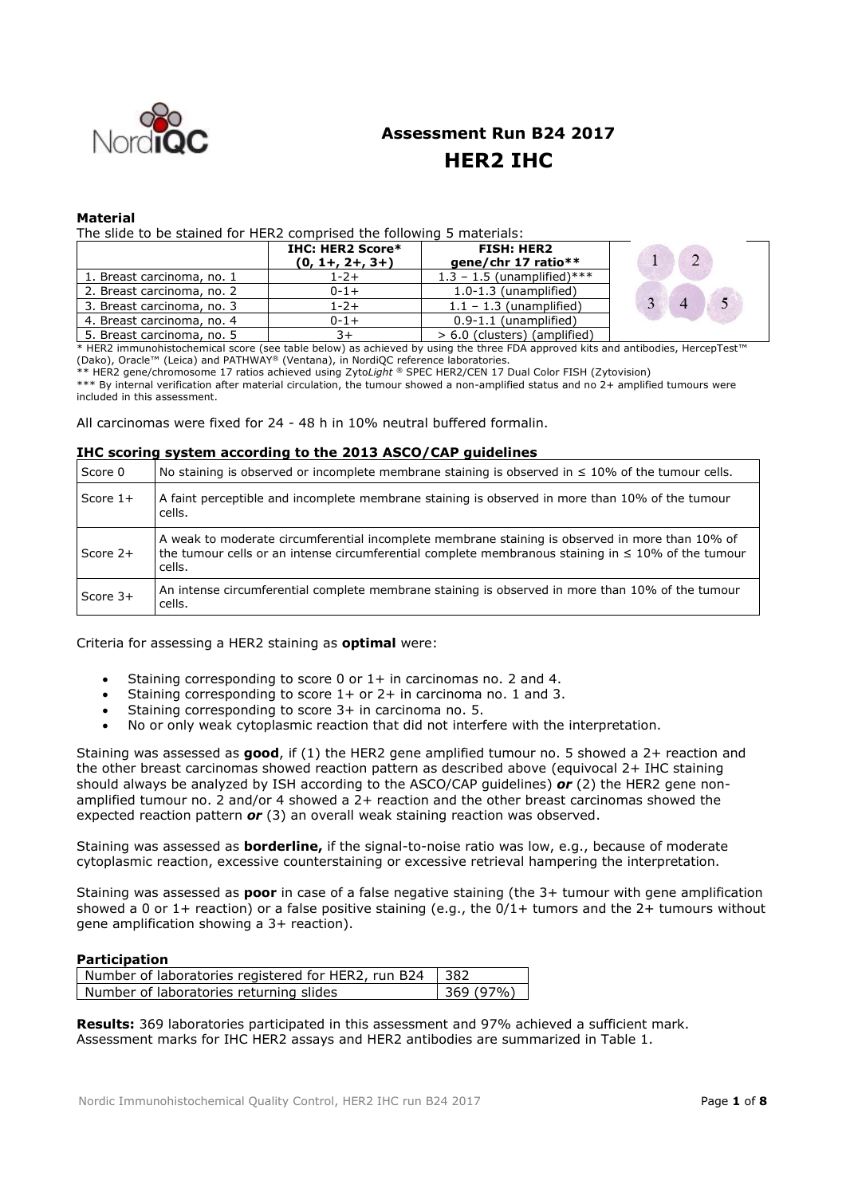# Assessment Run B24 2017

## HER2 IHC

**Material**

The slide to be stained for HER2 comprised the following 5 materials:

| | IHC: HER2 Score* (0, 1+, 2+, 3+) | FISH: HER2 gene/chr 17 ratio** |
|---|---|---|
| 1. Breast carcinoma, no. 1 | 1-2+ | 1.3 – 1.5 (unamplified)*** |
| 2. Breast carcinoma, no. 2 | 0-1+ | 1.0-1.3 (unamplified) |
| 3. Breast carcinoma, no. 3 | 1-2+ | 1.1 – 1.3 (unamplified) |
| 4. Breast carcinoma, no. 4 | 0-1+ | 0.9-1.1 (unamplified) |
| 5. Breast carcinoma, no. 5 | 3+ | > 6.0 (clusters) (amplified) |

* HER2 immunohistochemical score (see table below) as achieved by using the three FDA approved kits and antibodies, HercepTest™ (Dako), Oracle™ (Leica) and PATHWAY® (Ventana), in NordiQC reference laboratories.

** HER2 gene/chromosome 17 ratios achieved using Zyto*Light* ® SPEC HER2/CEN 17 Dual Color FISH (Zytovision)

*** By internal verification after material circulation, the tumour showed a non-amplified status and no 2+ amplified tumours were included in this assessment.

All carcinomas were fixed for 24 - 48 h in 10% neutral buffered formalin.

**IHC scoring system according to the 2013 ASCO/CAP guidelines**

| | |
|---|---|
| Score 0 | No staining is observed or incomplete membrane staining is observed in ≤ 10% of the tumour cells. |
| Score 1+ | A faint perceptible and incomplete membrane staining is observed in more than 10% of the tumour cells. |
| Score 2+ | A weak to moderate circumferential incomplete membrane staining is observed in more than 10% of the tumour cells or an intense circumferential complete membranous staining in ≤ 10% of the tumour cells. |
| Score 3+ | An intense circumferential complete membrane staining is observed in more than 10% of the tumour cells. |

Criteria for assessing a HER2 staining as **optimal** were:

- Staining corresponding to score 0 or 1+ in carcinomas no. 2 and 4.
- Staining corresponding to score 1+ or 2+ in carcinoma no. 1 and 3.
- Staining corresponding to score 3+ in carcinoma no. 5.
- No or only weak cytoplasmic reaction that did not interfere with the interpretation.

Staining was assessed as **good**, if (1) the HER2 gene amplified tumour no. 5 showed a 2+ reaction and the other breast carcinomas showed reaction pattern as described above (equivocal 2+ IHC staining should always be analyzed by ISH according to the ASCO/CAP guidelines) ***or*** (2) the HER2 gene non-amplified tumour no. 2 and/or 4 showed a 2+ reaction and the other breast carcinomas showed the expected reaction pattern ***or*** (3) an overall weak staining reaction was observed.

Staining was assessed as **borderline,** if the signal-to-noise ratio was low, e.g., because of moderate cytoplasmic reaction, excessive counterstaining or excessive retrieval hampering the interpretation.

Staining was assessed as **poor** in case of a false negative staining (the 3+ tumour with gene amplification showed a 0 or 1+ reaction) or a false positive staining (e.g., the 0/1+ tumors and the 2+ tumours without gene amplification showing a 3+ reaction).

**Participation**

| | |
|---|---|
| Number of laboratories registered for HER2, run B24 | 382 |
| Number of laboratories returning slides | 369 (97%) |

**Results:** 369 laboratories participated in this assessment and 97% achieved a sufficient mark. Assessment marks for IHC HER2 assays and HER2 antibodies are summarized in Table 1.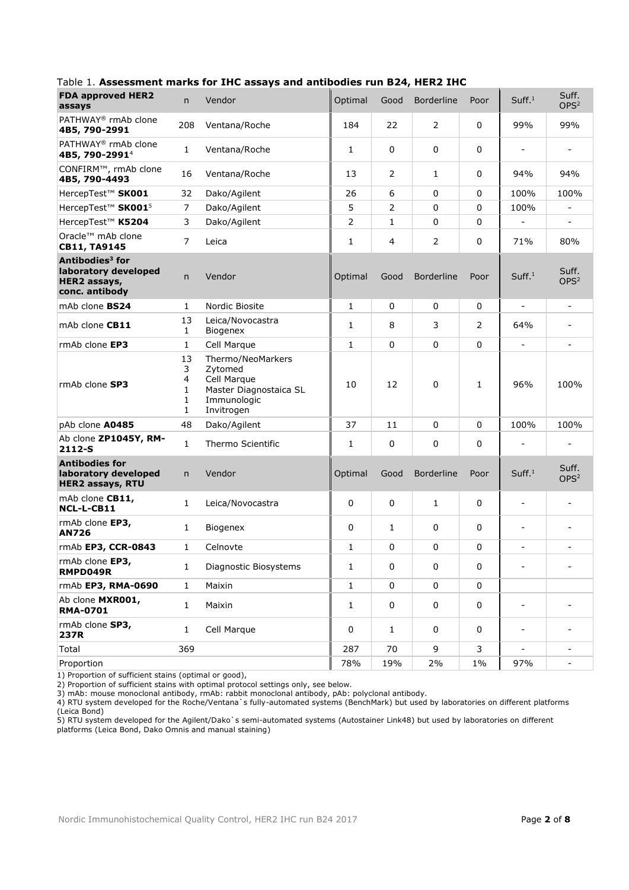Table 1. **Assessment marks for IHC assays and antibodies run B24, HER2 IHC**

| **FDA approved HER2 assays** | n | Vendor | Optimal | Good | Borderline | Poor | Suff.[1] | Suff. OPS[2] |
|---|---|---|---|---|---|---|---|---|
| PATHWAY® rmAb clone **4B5, 790-2991** | 208 | Ventana/Roche | 184 | 22 | 2 | 0 | 99% | 99% |
| PATHWAY® rmAb clone **4B5, 790-2991**[4] | 1 | Ventana/Roche | 1 | 0 | 0 | 0 | - | - |
| CONFIRM™, rmAb clone **4B5, 790-4493** | 16 | Ventana/Roche | 13 | 2 | 1 | 0 | 94% | 94% |
| HercepTest™ **SK001** | 32 | Dako/Agilent | 26 | 6 | 0 | 0 | 100% | 100% |
| HercepTest™ **SK001**[5] | 7 | Dako/Agilent | 5 | 2 | 0 | 0 | 100% | - |
| HercepTest™ **K5204** | 3 | Dako/Agilent | 2 | 1 | 0 | 0 | - | - |
| Oracle™ mAb clone **CB11, TA9145** | 7 | Leica | 1 | 4 | 2 | 0 | 71% | 80% |
| **Antibodies[3] for laboratory developed HER2 assays, conc. antibody** | n | Vendor | Optimal | Good | Borderline | Poor | Suff.[1] | Suff. OPS[2] |
| mAb clone **BS24** | 1 | Nordic Biosite | 1 | 0 | 0 | 0 | - | - |
| mAb clone **CB11** | 13<br>1 | Leica/Novocastra<br>Biogenex | 1 | 8 | 3 | 2 | 64% | - |
| rmAb clone **EP3** | 1 | Cell Marque | 1 | 0 | 0 | 0 | - | - |
| rmAb clone **SP3** | 13<br>3<br>4<br>1<br>1<br>1 | Thermo/NeoMarkers<br>Zytomed<br>Cell Marque<br>Master Diagnostaica SL<br>Immunologic<br>Invitrogen | 10 | 12 | 0 | 1 | 96% | 100% |
| pAb clone **A0485** | 48 | Dako/Agilent | 37 | 11 | 0 | 0 | 100% | 100% |
| Ab clone **ZP1045Y, RM-2112-S** | 1 | Thermo Scientific | 1 | 0 | 0 | 0 | - | - |
| **Antibodies for laboratory developed HER2 assays, RTU** | n | Vendor | Optimal | Good | Borderline | Poor | Suff.[1] | Suff. OPS[2] |
| mAb clone **CB11, NCL-L-CB11** | 1 | Leica/Novocastra | 0 | 0 | 1 | 0 | - | - |
| rmAb clone **EP3, AN726** | 1 | Biogenex | 0 | 1 | 0 | 0 | - | - |
| rmAb **EP3, CCR-0843** | 1 | Celnovte | 1 | 0 | 0 | 0 | - | - |
| rmAb clone **EP3, RMPD049R** | 1 | Diagnostic Biosystems | 1 | 0 | 0 | 0 | - | - |
| rmAb **EP3, RMA-0690** | 1 | Maixin | 1 | 0 | 0 | 0 | | |
| Ab clone **MXR001, RMA-0701** | 1 | Maixin | 1 | 0 | 0 | 0 | - | - |
| rmAb clone **SP3, 237R** | 1 | Cell Marque | 0 | 1 | 0 | 0 | - | - |
| Total | 369 | | 287 | 70 | 9 | 3 | - | - |
| Proportion | | | 78% | 19% | 2% | 1% | 97% | - |

1) Proportion of sufficient stains (optimal or good),
2) Proportion of sufficient stains with optimal protocol settings only, see below.
3) mAb: mouse monoclonal antibody, rmAb: rabbit monoclonal antibody, pAb: polyclonal antibody.
4) RTU system developed for the Roche/Ventana`s fully-automated systems (BenchMark) but used by laboratories on different platforms (Leica Bond)
5) RTU system developed for the Agilent/Dako`s semi-automated systems (Autostainer Link48) but used by laboratories on different platforms (Leica Bond, Dako Omnis and manual staining)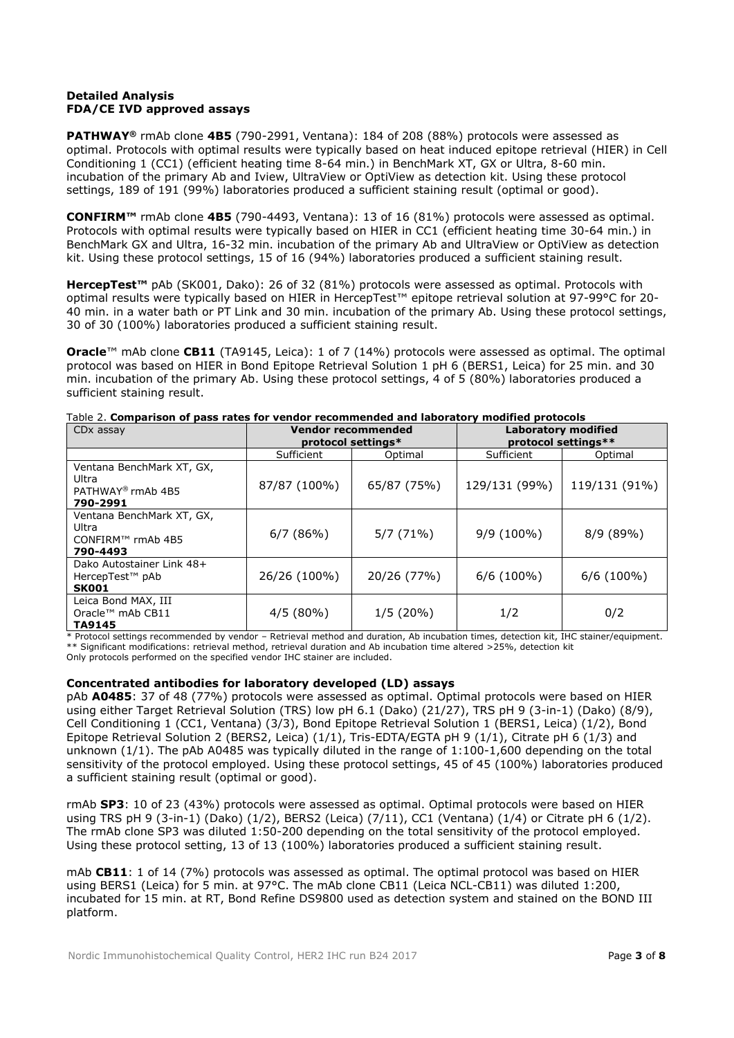**Detailed Analysis**
**FDA/CE IVD approved assays**

**PATHWAY®** rmAb clone **4B5** (790-2991, Ventana): 184 of 208 (88%) protocols were assessed as optimal. Protocols with optimal results were typically based on heat induced epitope retrieval (HIER) in Cell Conditioning 1 (CC1) (efficient heating time 8-64 min.) in BenchMark XT, GX or Ultra, 8-60 min. incubation of the primary Ab and Iview, UltraView or OptiView as detection kit. Using these protocol settings, 189 of 191 (99%) laboratories produced a sufficient staining result (optimal or good).

**CONFIRM™** rmAb clone **4B5** (790-4493, Ventana): 13 of 16 (81%) protocols were assessed as optimal. Protocols with optimal results were typically based on HIER in CC1 (efficient heating time 30-64 min.) in BenchMark GX and Ultra, 16-32 min. incubation of the primary Ab and UltraView or OptiView as detection kit. Using these protocol settings, 15 of 16 (94%) laboratories produced a sufficient staining result.

**HercepTest™** pAb (SK001, Dako): 26 of 32 (81%) protocols were assessed as optimal. Protocols with optimal results were typically based on HIER in HercepTest™ epitope retrieval solution at 97-99°C for 20-40 min. in a water bath or PT Link and 30 min. incubation of the primary Ab. Using these protocol settings, 30 of 30 (100%) laboratories produced a sufficient staining result.

**Oracle™** mAb clone **CB11** (TA9145, Leica): 1 of 7 (14%) protocols were assessed as optimal. The optimal protocol was based on HIER in Bond Epitope Retrieval Solution 1 pH 6 (BERS1, Leica) for 25 min. and 30 min. incubation of the primary Ab. Using these protocol settings, 4 of 5 (80%) laboratories produced a sufficient staining result.

Table 2. **Comparison of pass rates for vendor recommended and laboratory modified protocols**

| CDx assay | **Vendor recommended protocol settings*** | | **Laboratory modified protocol settings**** | |
|---|---|---|---|---|
| | Sufficient | Optimal | Sufficient | Optimal |
| Ventana BenchMark XT, GX, Ultra PATHWAY® rmAb 4B5 **790-2991** | 87/87 (100%) | 65/87 (75%) | 129/131 (99%) | 119/131 (91%) |
| Ventana BenchMark XT, GX, Ultra CONFIRM™ rmAb 4B5 **790-4493** | 6/7 (86%) | 5/7 (71%) | 9/9 (100%) | 8/9 (89%) |
| Dako Autostainer Link 48+ HercepTest™ pAb **SK001** | 26/26 (100%) | 20/26 (77%) | 6/6 (100%) | 6/6 (100%) |
| Leica Bond MAX, III Oracle™ mAb CB11 **TA9145** | 4/5 (80%) | 1/5 (20%) | 1/2 | 0/2 |

* Protocol settings recommended by vendor – Retrieval method and duration, Ab incubation times, detection kit, IHC stainer/equipment.
** Significant modifications: retrieval method, retrieval duration and Ab incubation time altered >25%, detection kit
Only protocols performed on the specified vendor IHC stainer are included.

**Concentrated antibodies for laboratory developed (LD) assays**

pAb **A0485**: 37 of 48 (77%) protocols were assessed as optimal. Optimal protocols were based on HIER using either Target Retrieval Solution (TRS) low pH 6.1 (Dako) (21/27), TRS pH 9 (3-in-1) (Dako) (8/9), Cell Conditioning 1 (CC1, Ventana) (3/3), Bond Epitope Retrieval Solution 1 (BERS1, Leica) (1/2), Bond Epitope Retrieval Solution 2 (BERS2, Leica) (1/1), Tris-EDTA/EGTA pH 9 (1/1), Citrate pH 6 (1/3) and unknown (1/1). The pAb A0485 was typically diluted in the range of 1:100-1,600 depending on the total sensitivity of the protocol employed. Using these protocol settings, 45 of 45 (100%) laboratories produced a sufficient staining result (optimal or good).

rmAb **SP3**: 10 of 23 (43%) protocols were assessed as optimal. Optimal protocols were based on HIER using TRS pH 9 (3-in-1) (Dako) (1/2), BERS2 (Leica) (7/11), CC1 (Ventana) (1/4) or Citrate pH 6 (1/2). The rmAb clone SP3 was diluted 1:50-200 depending on the total sensitivity of the protocol employed. Using these protocol setting, 13 of 13 (100%) laboratories produced a sufficient staining result.

mAb **CB11**: 1 of 14 (7%) protocols was assessed as optimal. The optimal protocol was based on HIER using BERS1 (Leica) for 5 min. at 97°C. The mAb clone CB11 (Leica NCL-CB11) was diluted 1:200, incubated for 15 min. at RT, Bond Refine DS9800 used as detection system and stained on the BOND III platform.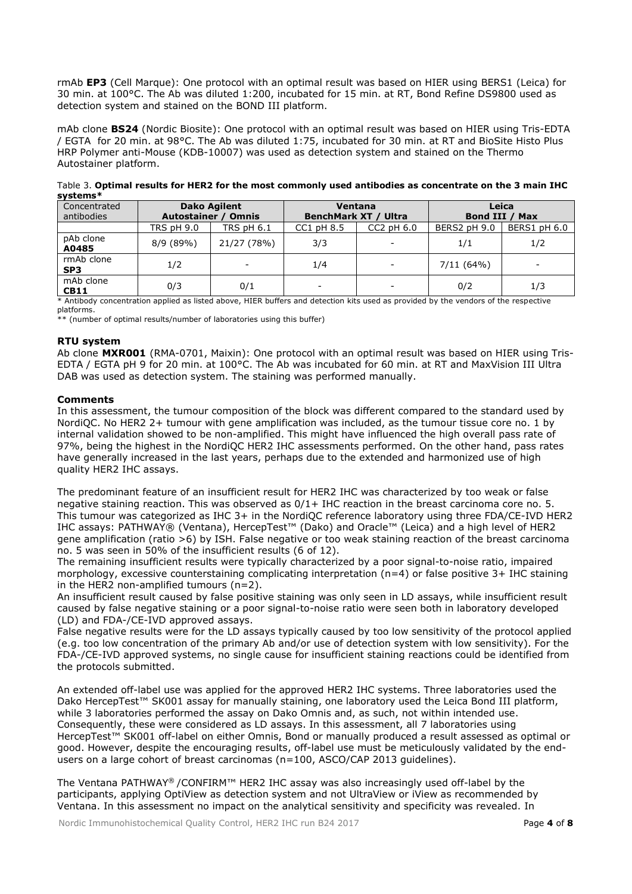rmAb **EP3** (Cell Marque): One protocol with an optimal result was based on HIER using BERS1 (Leica) for 30 min. at 100°C. The Ab was diluted 1:200, incubated for 15 min. at RT, Bond Refine DS9800 used as detection system and stained on the BOND III platform.

mAb clone **BS24** (Nordic Biosite): One protocol with an optimal result was based on HIER using Tris-EDTA / EGTA for 20 min. at 98°C. The Ab was diluted 1:75, incubated for 30 min. at RT and BioSite Histo Plus HRP Polymer anti-Mouse (KDB-10007) was used as detection system and stained on the Thermo Autostainer platform.

Table 3. **Optimal results for HER2 for the most commonly used antibodies as concentrate on the 3 main IHC systems***

| Concentrated antibodies | Dako Agilent Autostainer / Omnis | | Ventana BenchMark XT / Ultra | | Leica Bond III / Max | |
|---|---|---|---|---|---|---|
| | TRS pH 9.0 | TRS pH 6.1 | CC1 pH 8.5 | CC2 pH 6.0 | BERS2 pH 9.0 | BERS1 pH 6.0 |
| pAb clone **A0485** | 8/9 (89%) | 21/27 (78%) | 3/3 | - | 1/1 | 1/2 |
| rmAb clone **SP3** | 1/2 | - | 1/4 | - | 7/11 (64%) | - |
| mAb clone **CB11** | 0/3 | 0/1 | - | - | 0/2 | 1/3 |

\* Antibody concentration applied as listed above, HIER buffers and detection kits used as provided by the vendors of the respective platforms.
\*\* (number of optimal results/number of laboratories using this buffer)

**RTU system**

Ab clone **MXR001** (RMA-0701, Maixin): One protocol with an optimal result was based on HIER using Tris-EDTA / EGTA pH 9 for 20 min. at 100°C. The Ab was incubated for 60 min. at RT and MaxVision III Ultra DAB was used as detection system. The staining was performed manually.

**Comments**

In this assessment, the tumour composition of the block was different compared to the standard used by NordiQC. No HER2 2+ tumour with gene amplification was included, as the tumour tissue core no. 1 by internal validation showed to be non-amplified. This might have influenced the high overall pass rate of 97%, being the highest in the NordiQC HER2 IHC assessments performed. On the other hand, pass rates have generally increased in the last years, perhaps due to the extended and harmonized use of high quality HER2 IHC assays.

The predominant feature of an insufficient result for HER2 IHC was characterized by too weak or false negative staining reaction. This was observed as 0/1+ IHC reaction in the breast carcinoma core no. 5. This tumour was categorized as IHC 3+ in the NordiQC reference laboratory using three FDA/CE-IVD HER2 IHC assays: PATHWAY® (Ventana), HercepTest™ (Dako) and Oracle™ (Leica) and a high level of HER2 gene amplification (ratio >6) by ISH. False negative or too weak staining reaction of the breast carcinoma no. 5 was seen in 50% of the insufficient results (6 of 12).
The remaining insufficient results were typically characterized by a poor signal-to-noise ratio, impaired morphology, excessive counterstaining complicating interpretation (n=4) or false positive 3+ IHC staining in the HER2 non-amplified tumours (n=2).
An insufficient result caused by false positive staining was only seen in LD assays, while insufficient result caused by false negative staining or a poor signal-to-noise ratio were seen both in laboratory developed (LD) and FDA-/CE-IVD approved assays.
False negative results were for the LD assays typically caused by too low sensitivity of the protocol applied (e.g. too low concentration of the primary Ab and/or use of detection system with low sensitivity). For the FDA-/CE-IVD approved systems, no single cause for insufficient staining reactions could be identified from the protocols submitted.

An extended off-label use was applied for the approved HER2 IHC systems. Three laboratories used the Dako HercepTest™ SK001 assay for manually staining, one laboratory used the Leica Bond III platform, while 3 laboratories performed the assay on Dako Omnis and, as such, not within intended use. Consequently, these were considered as LD assays. In this assessment, all 7 laboratories using HercepTest™ SK001 off-label on either Omnis, Bond or manually produced a result assessed as optimal or good. However, despite the encouraging results, off-label use must be meticulously validated by the end-users on a large cohort of breast carcinomas (n=100, ASCO/CAP 2013 guidelines).

The Ventana PATHWAY® /CONFIRM™ HER2 IHC assay was also increasingly used off-label by the participants, applying OptiView as detection system and not UltraView or iView as recommended by Ventana. In this assessment no impact on the analytical sensitivity and specificity was revealed. In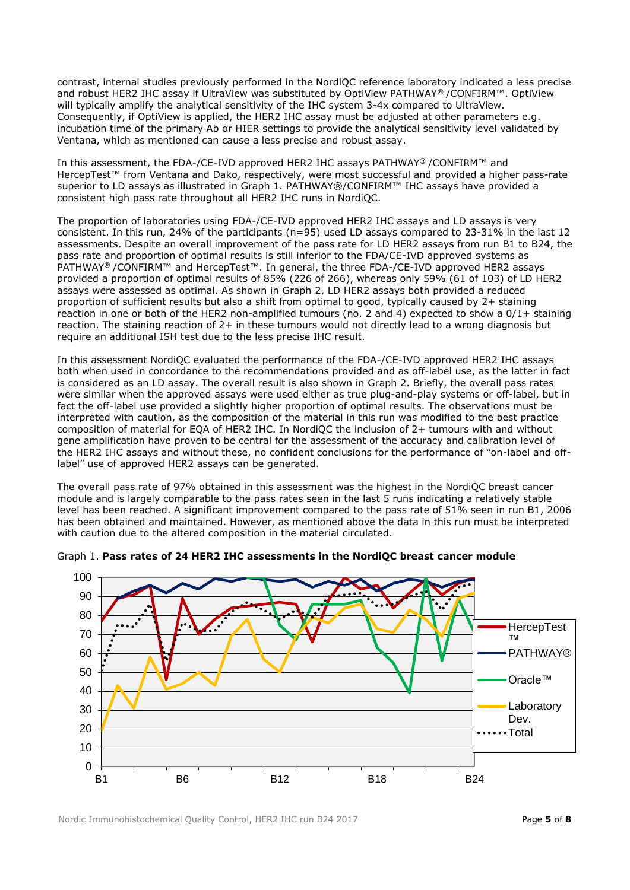contrast, internal studies previously performed in the NordiQC reference laboratory indicated a less precise and robust HER2 IHC assay if UltraView was substituted by OptiView PATHWAY® /CONFIRM™. OptiView will typically amplify the analytical sensitivity of the IHC system 3-4x compared to UltraView. Consequently, if OptiView is applied, the HER2 IHC assay must be adjusted at other parameters e.g. incubation time of the primary Ab or HIER settings to provide the analytical sensitivity level validated by Ventana, which as mentioned can cause a less precise and robust assay.

In this assessment, the FDA-/CE-IVD approved HER2 IHC assays PATHWAY® /CONFIRM™ and HercepTest™ from Ventana and Dako, respectively, were most successful and provided a higher pass-rate superior to LD assays as illustrated in Graph 1. PATHWAY®/CONFIRM™ IHC assays have provided a consistent high pass rate throughout all HER2 IHC runs in NordiQC.

The proportion of laboratories using FDA-/CE-IVD approved HER2 IHC assays and LD assays is very consistent. In this run, 24% of the participants (n=95) used LD assays compared to 23-31% in the last 12 assessments. Despite an overall improvement of the pass rate for LD HER2 assays from run B1 to B24, the pass rate and proportion of optimal results is still inferior to the FDA/CE-IVD approved systems as PATHWAY® /CONFIRM™ and HercepTest™. In general, the three FDA-/CE-IVD approved HER2 assays provided a proportion of optimal results of 85% (226 of 266), whereas only 59% (61 of 103) of LD HER2 assays were assessed as optimal. As shown in Graph 2, LD HER2 assays both provided a reduced proportion of sufficient results but also a shift from optimal to good, typically caused by 2+ staining reaction in one or both of the HER2 non-amplified tumours (no. 2 and 4) expected to show a 0/1+ staining reaction. The staining reaction of 2+ in these tumours would not directly lead to a wrong diagnosis but require an additional ISH test due to the less precise IHC result.

In this assessment NordiQC evaluated the performance of the FDA-/CE-IVD approved HER2 IHC assays both when used in concordance to the recommendations provided and as off-label use, as the latter in fact is considered as an LD assay. The overall result is also shown in Graph 2. Briefly, the overall pass rates were similar when the approved assays were used either as true plug-and-play systems or off-label, but in fact the off-label use provided a slightly higher proportion of optimal results. The observations must be interpreted with caution, as the composition of the material in this run was modified to the best practice composition of material for EQA of HER2 IHC. In NordiQC the inclusion of 2+ tumours with and without gene amplification have proven to be central for the assessment of the accuracy and calibration level of the HER2 IHC assays and without these, no confident conclusions for the performance of "on-label and off-label" use of approved HER2 assays can be generated.

The overall pass rate of 97% obtained in this assessment was the highest in the NordiQC breast cancer module and is largely comparable to the pass rates seen in the last 5 runs indicating a relatively stable level has been reached. A significant improvement compared to the pass rate of 51% seen in run B1, 2006 has been obtained and maintained. However, as mentioned above the data in this run must be interpreted with caution due to the altered composition in the material circulated.

Graph 1. **Pass rates of 24 HER2 IHC assessments in the NordiQC breast cancer module**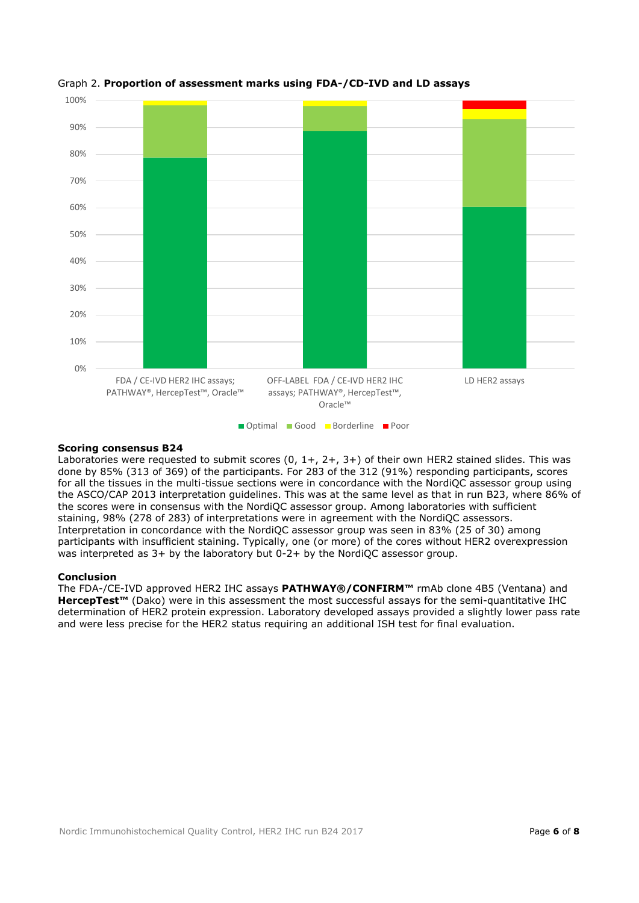Graph 2. **Proportion of assessment marks using FDA-/CD-IVD and LD assays**

**Scoring consensus B24**

Laboratories were requested to submit scores (0, 1+, 2+, 3+) of their own HER2 stained slides. This was done by 85% (313 of 369) of the participants. For 283 of the 312 (91%) responding participants, scores for all the tissues in the multi-tissue sections were in concordance with the NordiQC assessor group using the ASCO/CAP 2013 interpretation guidelines. This was at the same level as that in run B23, where 86% of the scores were in consensus with the NordiQC assessor group. Among laboratories with sufficient staining, 98% (278 of 283) of interpretations were in agreement with the NordiQC assessors. Interpretation in concordance with the NordiQC assessor group was seen in 83% (25 of 30) among participants with insufficient staining. Typically, one (or more) of the cores without HER2 overexpression was interpreted as 3+ by the laboratory but 0-2+ by the NordiQC assessor group.

**Conclusion**

The FDA-/CE-IVD approved HER2 IHC assays **PATHWAY®/CONFIRM™** rmAb clone 4B5 (Ventana) and **HercepTest™** (Dako) were in this assessment the most successful assays for the semi-quantitative IHC determination of HER2 protein expression. Laboratory developed assays provided a slightly lower pass rate and were less precise for the HER2 status requiring an additional ISH test for final evaluation.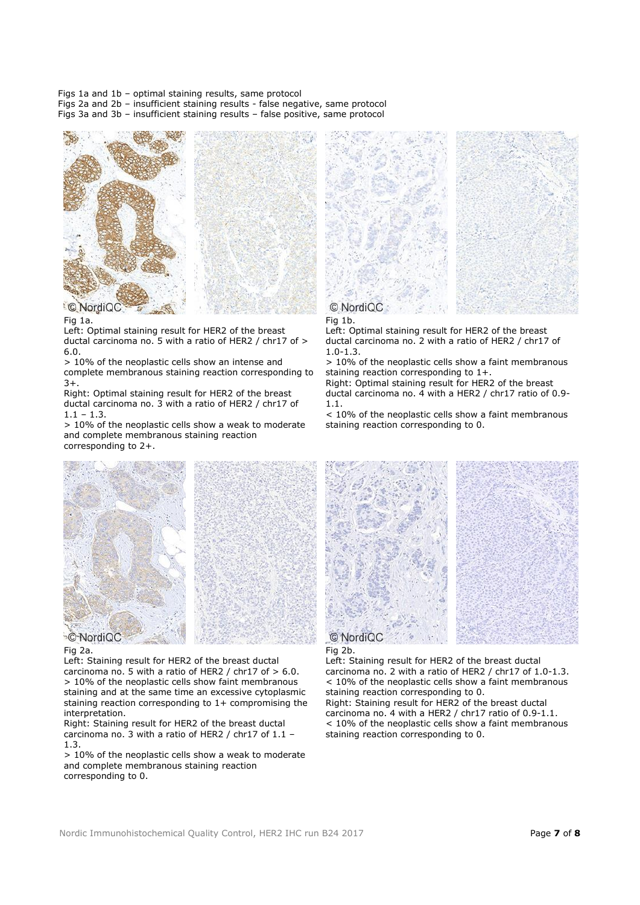Figs 1a and 1b – optimal staining results, same protocol
Figs 2a and 2b – insufficient staining results - false negative, same protocol
Figs 3a and 3b – insufficient staining results – false positive, same protocol

Fig 1a.
Left: Optimal staining result for HER2 of the breast ductal carcinoma no. 5 with a ratio of HER2 / chr17 of > 6.0.
> 10% of the neoplastic cells show an intense and complete membranous staining reaction corresponding to 3+.
Right: Optimal staining result for HER2 of the breast ductal carcinoma no. 3 with a ratio of HER2 / chr17 of 1.1 – 1.3.
> 10% of the neoplastic cells show a weak to moderate and complete membranous staining reaction corresponding to 2+.

Fig 1b.
Left: Optimal staining result for HER2 of the breast ductal carcinoma no. 2 with a ratio of HER2 / chr17 of 1.0-1.3.
> 10% of the neoplastic cells show a faint membranous staining reaction corresponding to 1+.
Right: Optimal staining result for HER2 of the breast ductal carcinoma no. 4 with a HER2 / chr17 ratio of 0.9-1.1.
< 10% of the neoplastic cells show a faint membranous staining reaction corresponding to 0.

Fig 2a.
Left: Staining result for HER2 of the breast ductal carcinoma no. 5 with a ratio of HER2 / chr17 of > 6.0.
> 10% of the neoplastic cells show faint membranous staining and at the same time an excessive cytoplasmic staining reaction corresponding to 1+ compromising the interpretation.
Right: Staining result for HER2 of the breast ductal carcinoma no. 3 with a ratio of HER2 / chr17 of 1.1 – 1.3.
> 10% of the neoplastic cells show a weak to moderate and complete membranous staining reaction corresponding to 0.

Fig 2b.
Left: Staining result for HER2 of the breast ductal carcinoma no. 2 with a ratio of HER2 / chr17 of 1.0-1.3.
< 10% of the neoplastic cells show a faint membranous staining reaction corresponding to 0.
Right: Staining result for HER2 of the breast ductal carcinoma no. 4 with a HER2 / chr17 ratio of 0.9-1.1.
< 10% of the neoplastic cells show a faint membranous staining reaction corresponding to 0.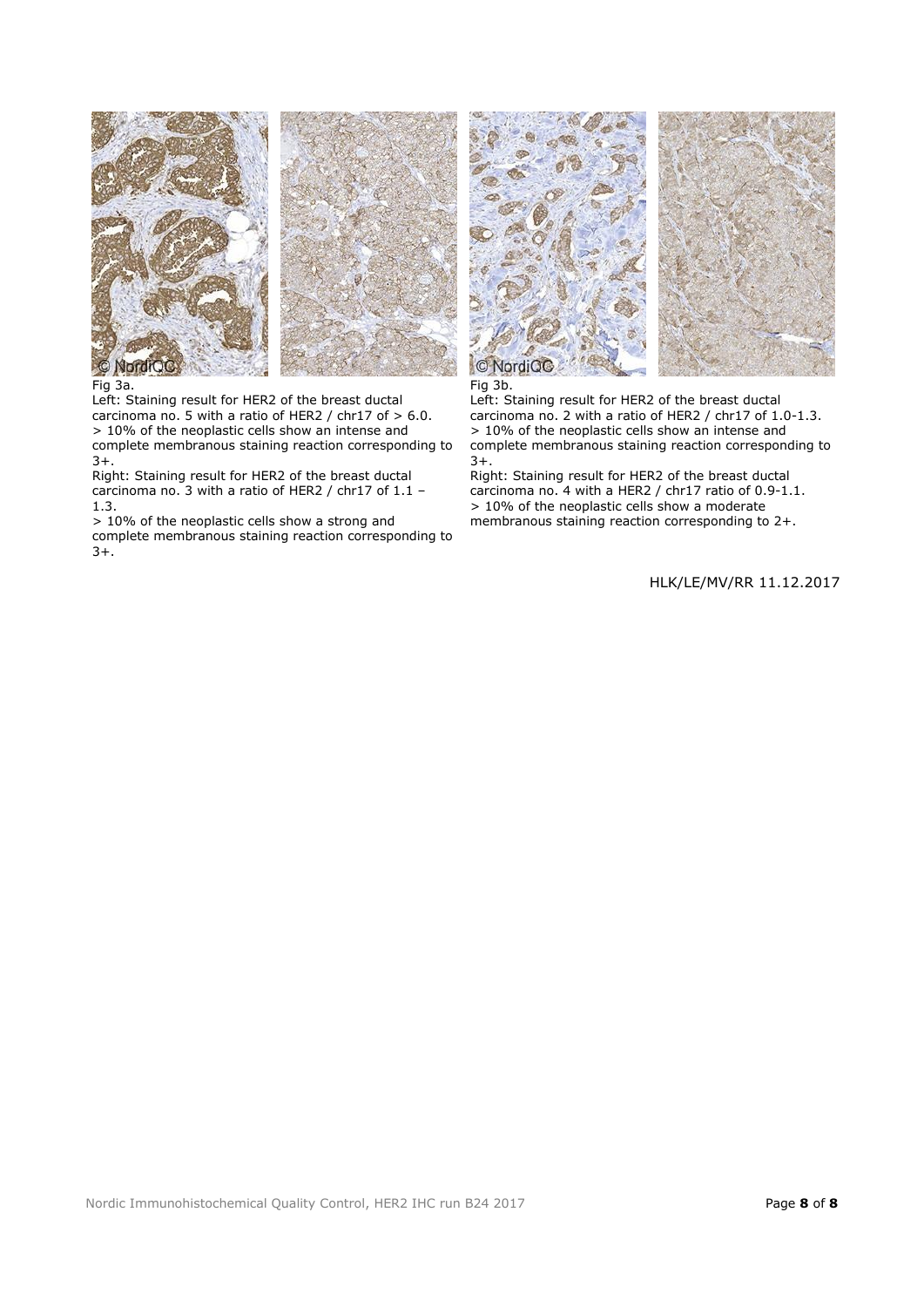Fig 3a.

Left: Staining result for HER2 of the breast ductal carcinoma no. 5 with a ratio of HER2 / chr17 of > 6.0.
> 10% of the neoplastic cells show an intense and complete membranous staining reaction corresponding to 3+.

Right: Staining result for HER2 of the breast ductal carcinoma no. 3 with a ratio of HER2 / chr17 of 1.1 – 1.3.
> 10% of the neoplastic cells show a strong and complete membranous staining reaction corresponding to 3+.

Fig 3b.

Left: Staining result for HER2 of the breast ductal carcinoma no. 2 with a ratio of HER2 / chr17 of 1.0-1.3.
> 10% of the neoplastic cells show an intense and complete membranous staining reaction corresponding to 3+.

Right: Staining result for HER2 of the breast ductal carcinoma no. 4 with a HER2 / chr17 ratio of 0.9-1.1.
> 10% of the neoplastic cells show a moderate membranous staining reaction corresponding to 2+.

HLK/LE/MV/RR 11.12.2017